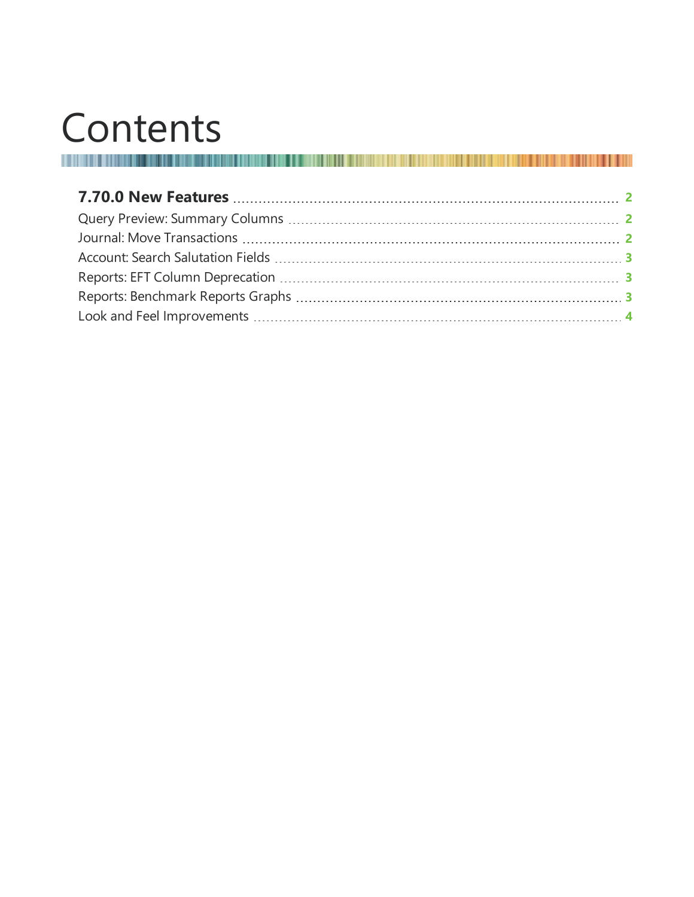# Contents

**7.70.0 New Features** ........ 2

Query Preview: Summary Columns ........ 2

Journal: Move Transactions ........ 2

Account: Search Salutation Fields ........ 3

Reports: EFT Column Deprecation ........ 3

Reports: Benchmark Reports Graphs ........ 3

Look and Feel Improvements ........ 4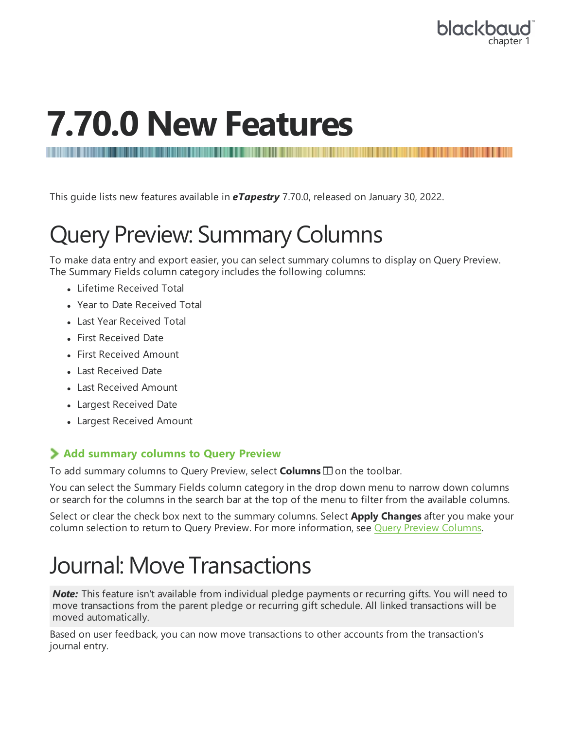# 7.70.0 New Features

This guide lists new features available in ***eTapestry*** 7.70.0, released on January 30, 2022.

## Query Preview: Summary Columns

To make data entry and export easier, you can select summary columns to display on Query Preview. The Summary Fields column category includes the following columns:

- Lifetime Received Total
- Year to Date Received Total
- Last Year Received Total
- First Received Date
- First Received Amount
- Last Received Date
- Last Received Amount
- Largest Received Date
- Largest Received Amount

### Add summary columns to Query Preview

To add summary columns to Query Preview, select **Columns** on the toolbar.

You can select the Summary Fields column category in the drop down menu to narrow down columns or search for the columns in the search bar at the top of the menu to filter from the available columns.

Select or clear the check box next to the summary columns. Select **Apply Changes** after you make your column selection to return to Query Preview. For more information, see Query Preview Columns.

## Journal: Move Transactions

***Note:*** This feature isn't available from individual pledge payments or recurring gifts. You will need to move transactions from the parent pledge or recurring gift schedule. All linked transactions will be moved automatically.

Based on user feedback, you can now move transactions to other accounts from the transaction's journal entry.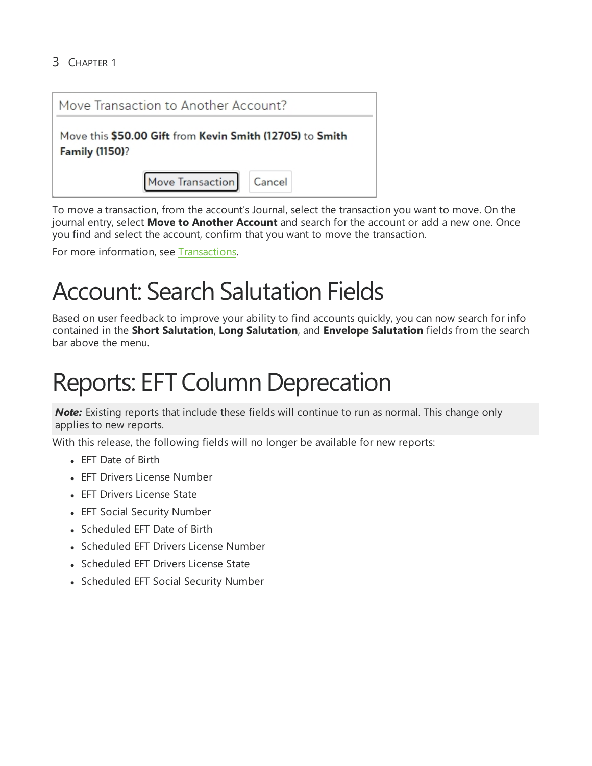Move Transaction to Another Account?

Move this **$50.00 Gift** from **Kevin Smith (12705)** to **Smith Family (1150)**?

Move Transaction | Cancel

To move a transaction, from the account's Journal, select the transaction you want to move. On the journal entry, select **Move to Another Account** and search for the account or add a new one. Once you find and select the account, confirm that you want to move the transaction.

For more information, see Transactions.

# Account: Search Salutation Fields

Based on user feedback to improve your ability to find accounts quickly, you can now search for info contained in the **Short Salutation**, **Long Salutation**, and **Envelope Salutation** fields from the search bar above the menu.

# Reports: EFT Column Deprecation

***Note:*** Existing reports that include these fields will continue to run as normal. This change only applies to new reports.

With this release, the following fields will no longer be available for new reports:

- EFT Date of Birth
- EFT Drivers License Number
- EFT Drivers License State
- EFT Social Security Number
- Scheduled EFT Date of Birth
- Scheduled EFT Drivers License Number
- Scheduled EFT Drivers License State
- Scheduled EFT Social Security Number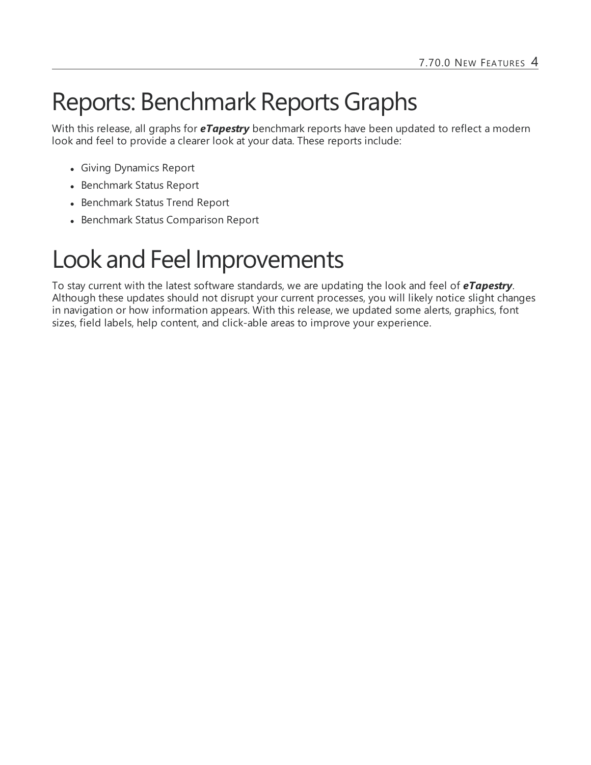# Reports: Benchmark Reports Graphs

With this release, all graphs for ***eTapestry*** benchmark reports have been updated to reflect a modern look and feel to provide a clearer look at your data. These reports include:

- Giving Dynamics Report
- Benchmark Status Report
- Benchmark Status Trend Report
- Benchmark Status Comparison Report

# Look and Feel Improvements

To stay current with the latest software standards, we are updating the look and feel of ***eTapestry***. Although these updates should not disrupt your current processes, you will likely notice slight changes in navigation or how information appears. With this release, we updated some alerts, graphics, font sizes, field labels, help content, and click-able areas to improve your experience.